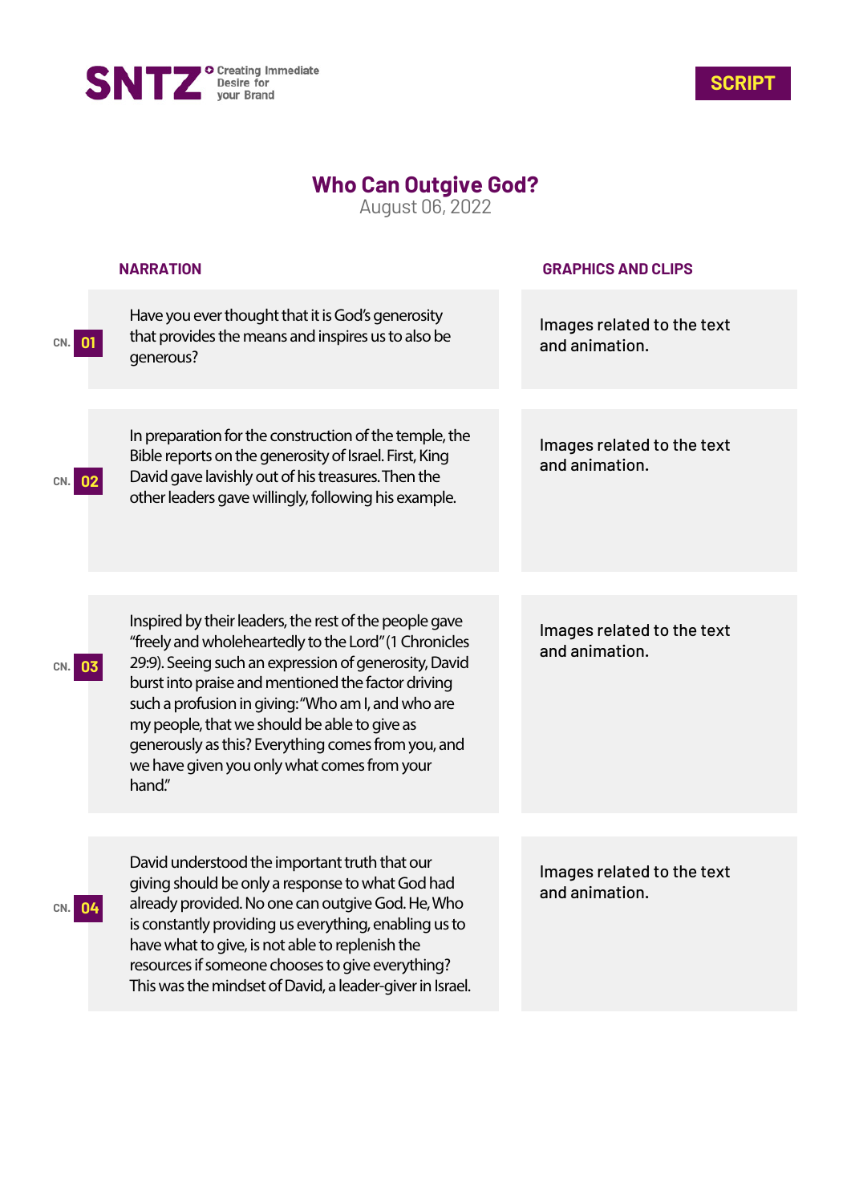**SNTZ** Creating Immediate Desire for your Brand

**SCRIPT**

# Who Can Outgive God?

August 06, 2022

| CN. | NARRATION | GRAPHICS AND CLIPS |
|---|---|---|
| 01 | Have you ever thought that it is God's generosity that provides the means and inspires us to also be generous? | Images related to the text and animation. |
| 02 | In preparation for the construction of the temple, the Bible reports on the generosity of Israel. First, King David gave lavishly out of his treasures. Then the other leaders gave willingly, following his example. | Images related to the text and animation. |
| 03 | Inspired by their leaders, the rest of the people gave "freely and wholeheartedly to the Lord" (1 Chronicles 29:9). Seeing such an expression of generosity, David burst into praise and mentioned the factor driving such a profusion in giving: "Who am I, and who are my people, that we should be able to give as generously as this? Everything comes from you, and we have given you only what comes from your hand." | Images related to the text and animation. |
| 04 | David understood the important truth that our giving should be only a response to what God had already provided. No one can outgive God. He, Who is constantly providing us everything, enabling us to have what to give, is not able to replenish the resources if someone chooses to give everything? This was the mindset of David, a leader-giver in Israel. | Images related to the text and animation. |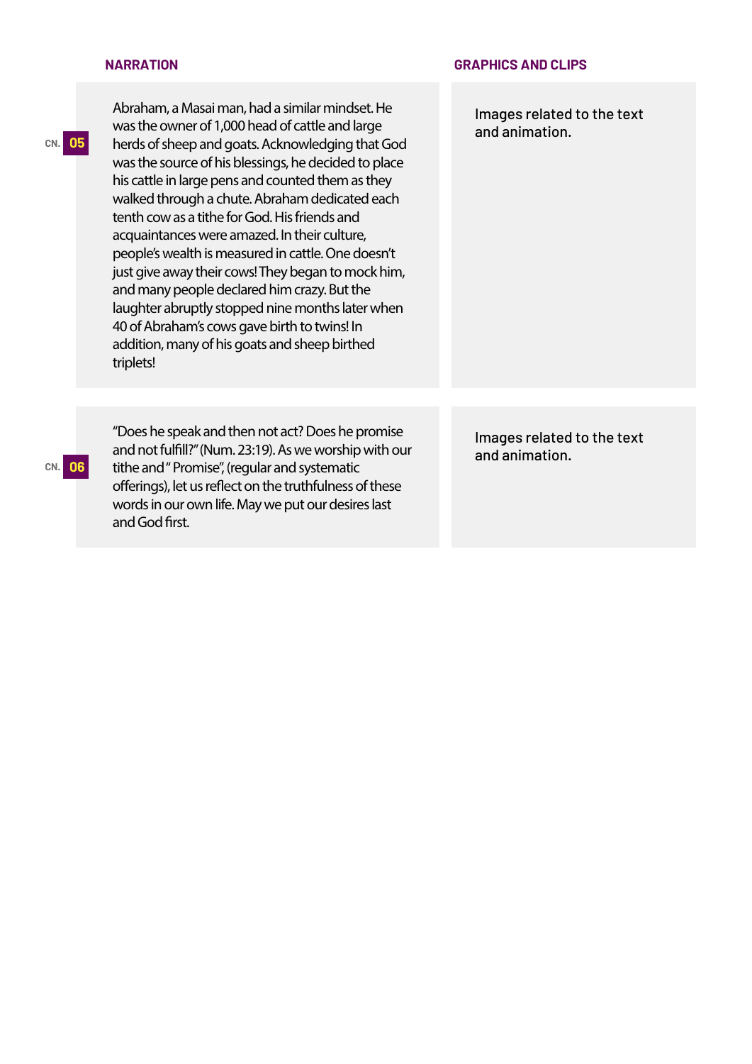| CN. | NARRATION | GRAPHICS AND CLIPS |
| --- | --- | --- |
| 05 | Abraham, a Masai man, had a similar mindset. He was the owner of 1,000 head of cattle and large herds of sheep and goats. Acknowledging that God was the source of his blessings, he decided to place his cattle in large pens and counted them as they walked through a chute. Abraham dedicated each tenth cow as a tithe for God. His friends and acquaintances were amazed. In their culture, people's wealth is measured in cattle. One doesn't just give away their cows! They began to mock him, and many people declared him crazy. But the laughter abruptly stopped nine months later when 40 of Abraham's cows gave birth to twins! In addition, many of his goats and sheep birthed triplets! | Images related to the text and animation. |
| 06 | "Does he speak and then not act? Does he promise and not fulfill?" (Num. 23:19). As we worship with our tithe and " Promise", (regular and systematic offerings), let us reflect on the truthfulness of these words in our own life. May we put our desires last and God first. | Images related to the text and animation. |